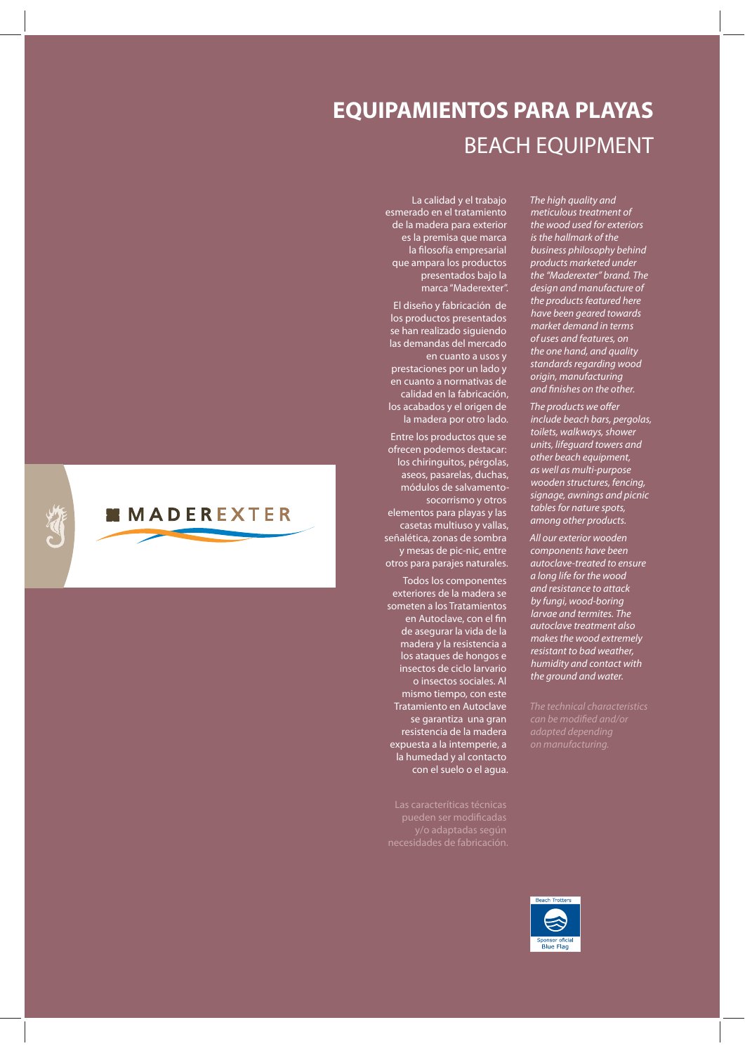# EQUIPAMIENTOS PARA PLAYAS

## BEACH EQUIPMENT

MADEREXTER

La calidad y el trabajo esmerado en el tratamiento de la madera para exterior es la premisa que marca la filosofía empresarial que ampara los productos presentados bajo la marca "Maderexter".

El diseño y fabricación de los productos presentados se han realizado siguiendo las demandas del mercado en cuanto a usos y prestaciones por un lado y en cuanto a normativas de calidad en la fabricación, los acabados y el origen de la madera por otro lado.

Entre los productos que se ofrecen podemos destacar: los chiringuitos, pérgolas, aseos, pasarelas, duchas, módulos de salvamento-socorrismo y otros elementos para playas y las casetas multiuso y vallas, señalética, zonas de sombra y mesas de pic-nic, entre otros para parajes naturales.

Todos los componentes exteriores de la madera se someten a los Tratamientos en Autoclave, con el fin de asegurar la vida de la madera y la resistencia a los ataques de hongos e insectos de ciclo larvario o insectos sociales. Al mismo tiempo, con este Tratamiento en Autoclave se garantiza una gran resistencia de la madera expuesta a la intemperie, a la humedad y al contacto con el suelo o el agua.

Las caracteríticas técnicas pueden ser modificadas y/o adaptadas según necesidades de fabricación.

*The high quality and meticulous treatment of the wood used for exteriors is the hallmark of the business philosophy behind products marketed under the "Maderexter" brand. The design and manufacture of the products featured here have been geared towards market demand in terms of uses and features, on the one hand, and quality standards regarding wood origin, manufacturing and finishes on the other.*

*The products we offer include beach bars, pergolas, toilets, walkways, shower units, lifeguard towers and other beach equipment, as well as multi-purpose wooden structures, fencing, signage, awnings and picnic tables for nature spots, among other products.*

*All our exterior wooden components have been autoclave-treated to ensure a long life for the wood and resistance to attack by fungi, wood-boring larvae and termites. The autoclave treatment also makes the wood extremely resistant to bad weather, humidity and contact with the ground and water.*

*The technical characteristics can be modified and/or adapted depending on manufacturing.*

Beach Trotters

Sponsor oficial Blue Flag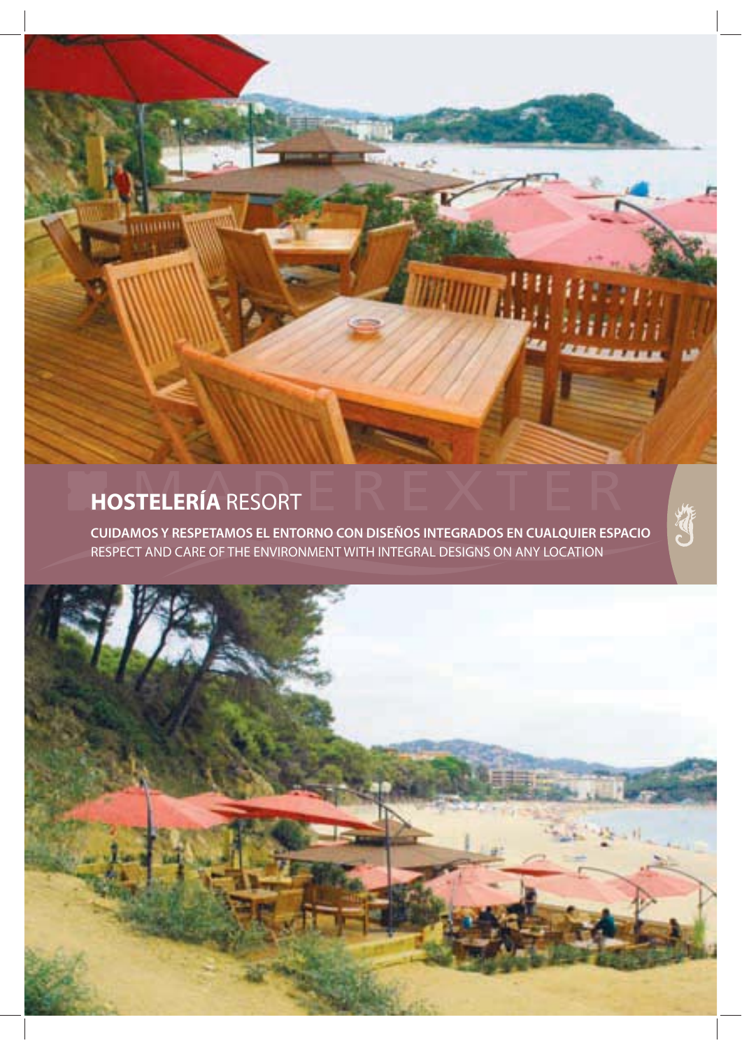## **HOSTELERÍA** RESORT

**CUIDAMOS Y RESPETAMOS EL ENTORNO CON DISEÑOS INTEGRADOS EN CUALQUIER ESPACIO**

RESPECT AND CARE OF THE ENVIRONMENT WITH INTEGRAL DESIGNS ON ANY LOCATION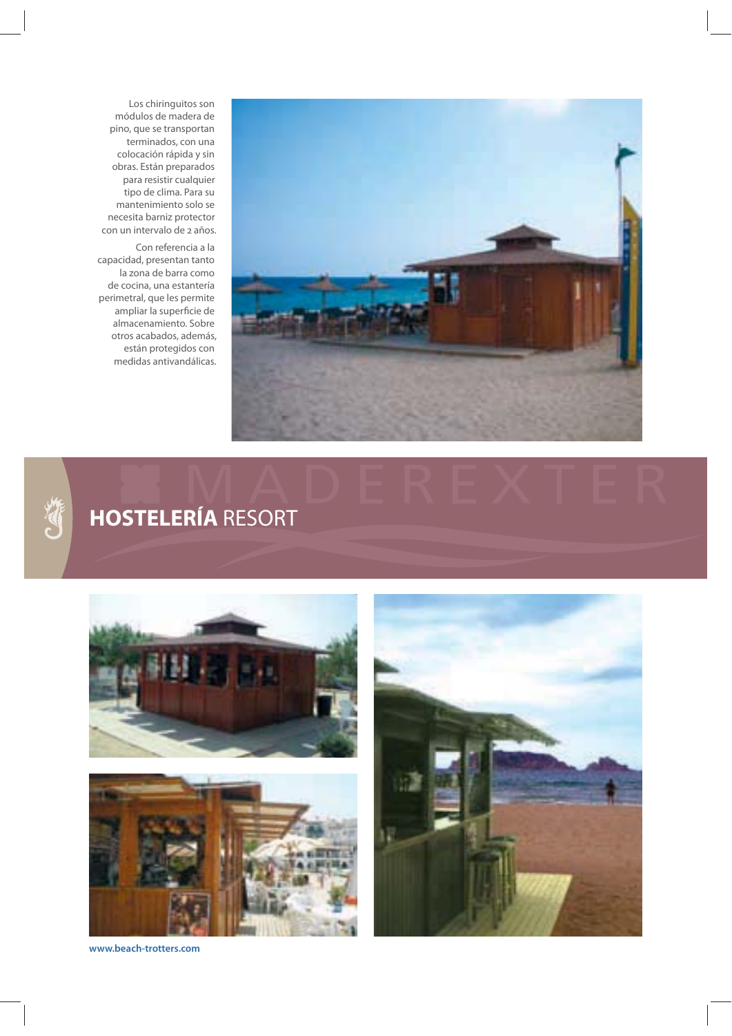Los chiringuitos son módulos de madera de pino, que se transportan terminados, con una colocación rápida y sin obras. Están preparados para resistir cualquier tipo de clima. Para su mantenimiento solo se necesita barniz protector con un intervalo de 2 años.

Con referencia a la capacidad, presentan tanto la zona de barra como de cocina, una estantería perimetral, que les permite ampliar la superficie de almacenamiento. Sobre otros acabados, además, están protegidos con medidas antivandálicas.

MADEREXTER

## **HOSTELERÍA** RESORT

www.beach-trotters.com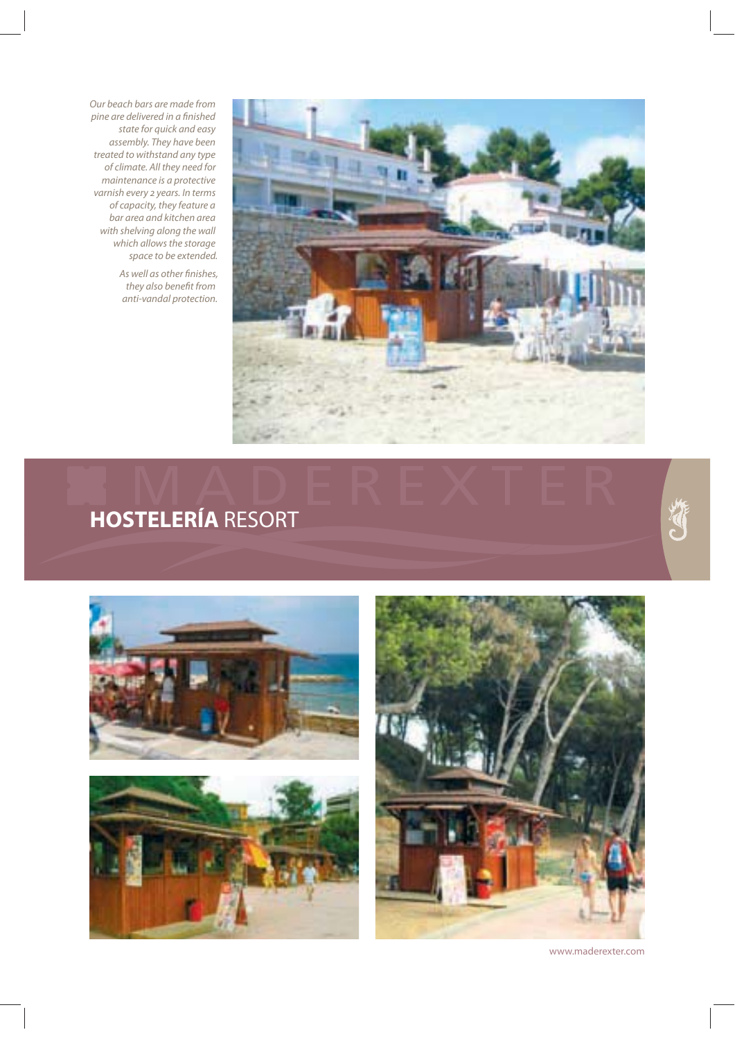*Our beach bars are made from pine are delivered in a finished state for quick and easy assembly. They have been treated to withstand any type of climate. All they need for maintenance is a protective varnish every 2 years. In terms of capacity, they feature a bar area and kitchen area with shelving along the wall which allows the storage space to be extended.*

*As well as other finishes, they also benefit from anti-vandal protection.*

# **HOSTELERÍA** RESORT

www.maderexter.com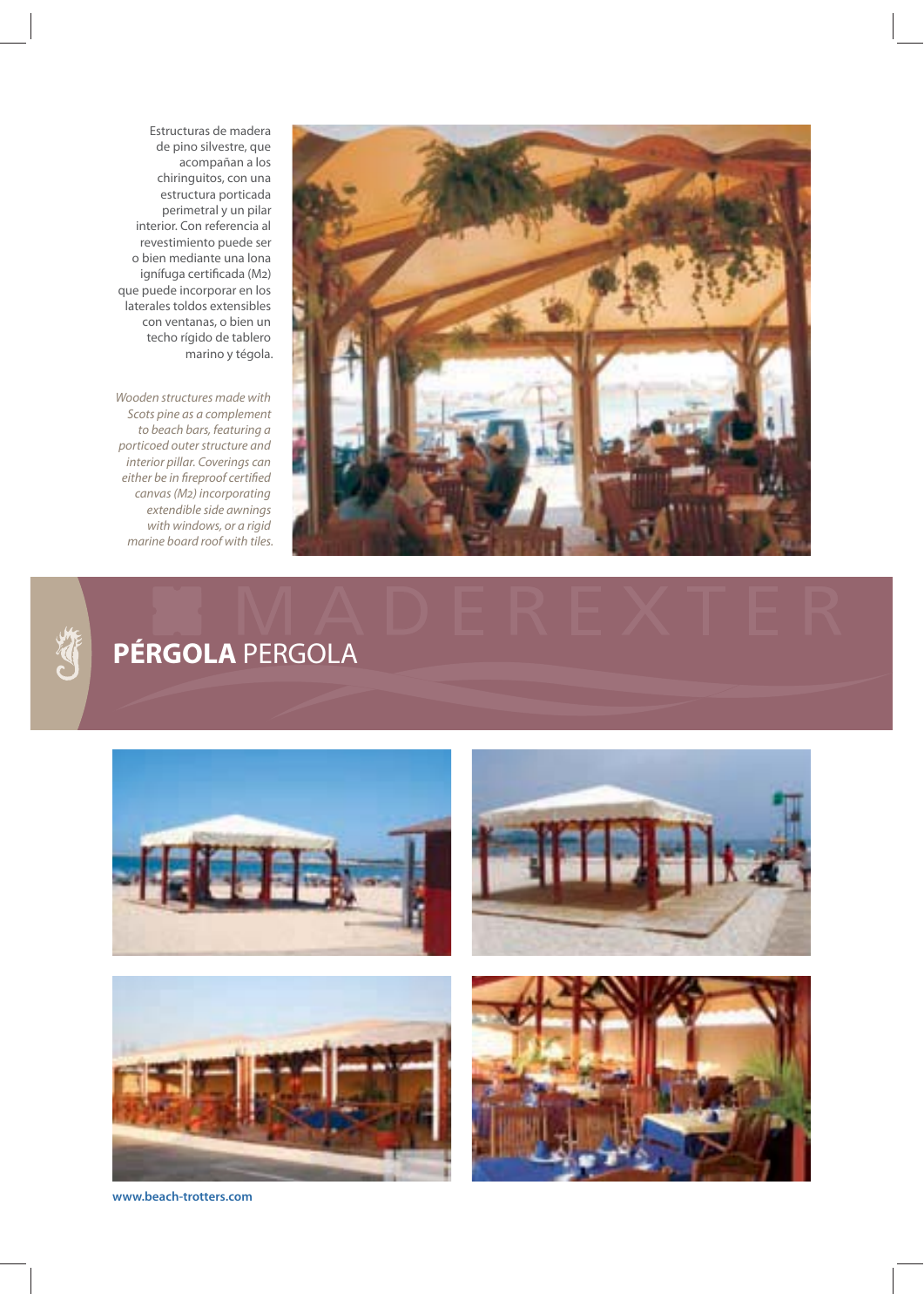Estructuras de madera de pino silvestre, que acompañan a los chiringuitos, con una estructura porticada perimetral y un pilar interior. Con referencia al revestimiento puede ser o bien mediante una lona ignífuga certificada (M2) que puede incorporar en los laterales toldos extensibles con ventanas, o bien un techo rígido de tablero marino y tégola.

*Wooden structures made with Scots pine as a complement to beach bars, featuring a porticoed outer structure and interior pillar. Coverings can either be in fireproof certified canvas (M2) incorporating extendible side awnings with windows, or a rigid marine board roof with tiles.*

MADEREXTER

## **PÉRGOLA** PERGOLA

www.beach-trotters.com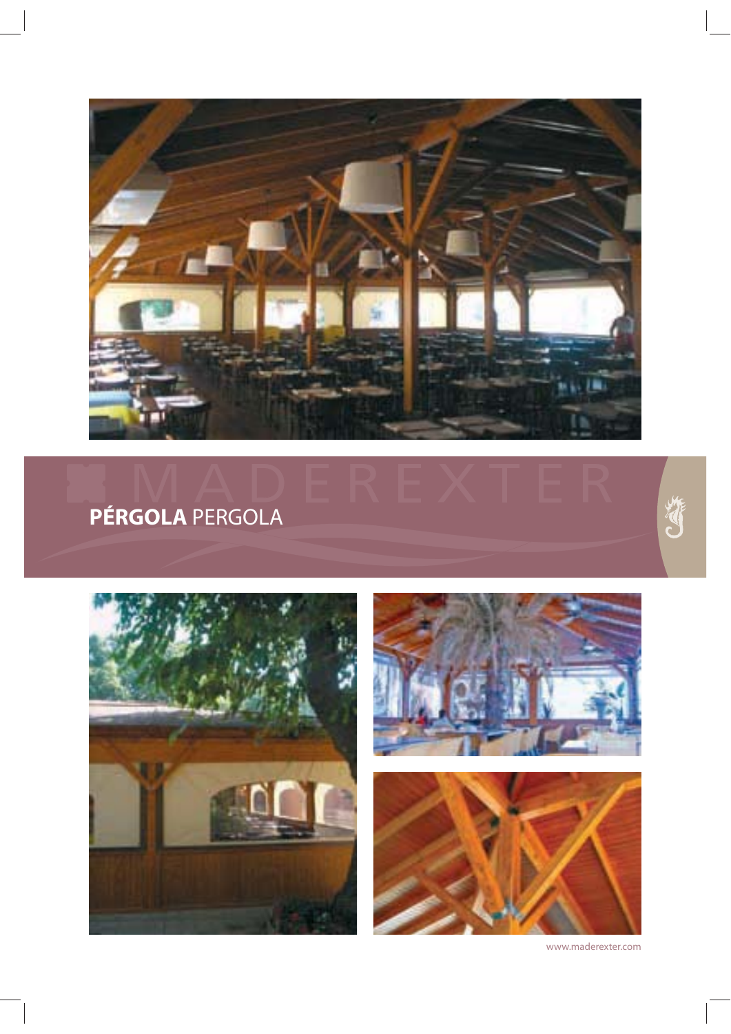MADEREXTER

## **PÉRGOLA** PERGOLA

www.maderexter.com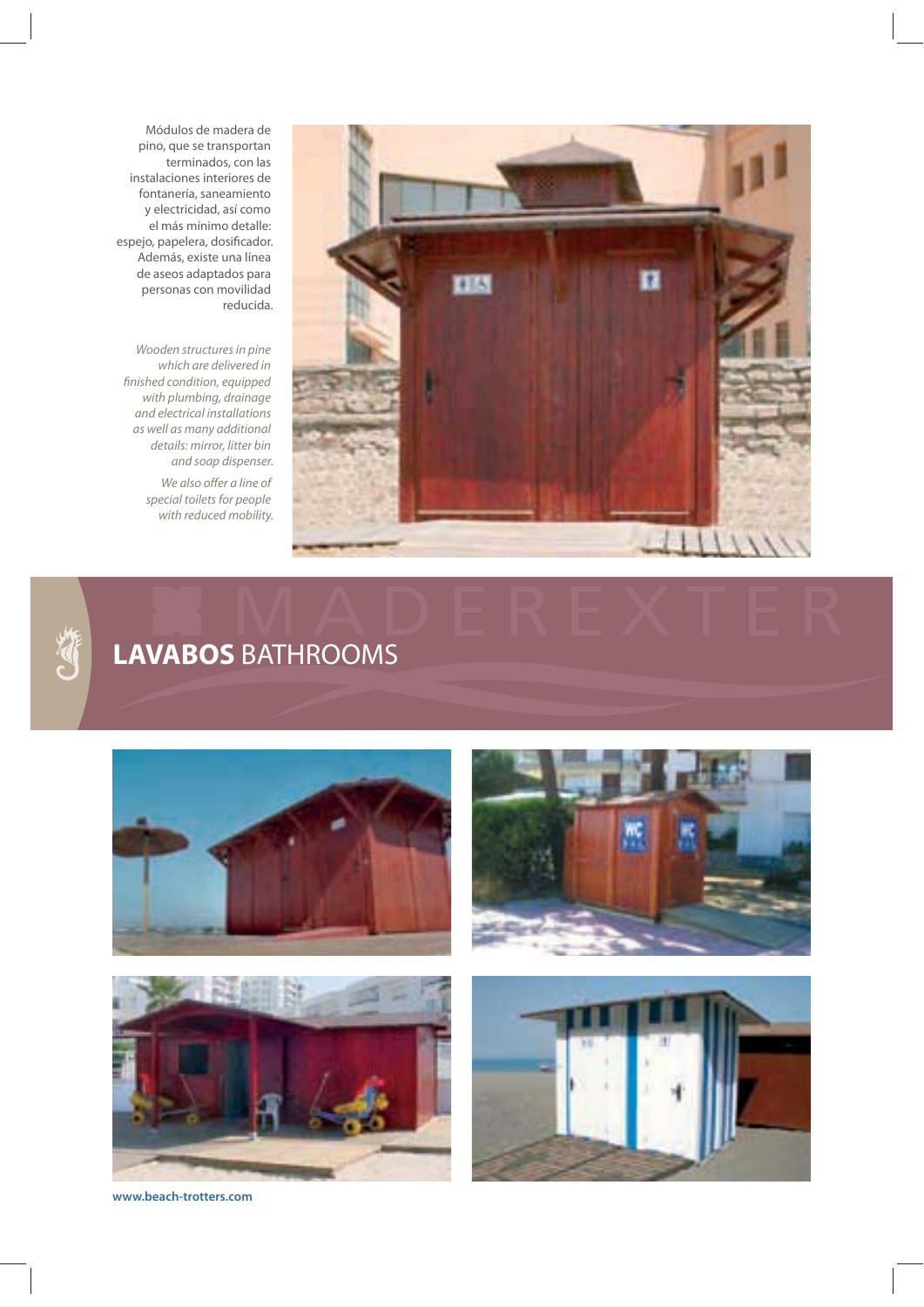Módulos de madera de pino, que se transportan terminados, con las instalaciones interiores de fontanería, saneamiento y electricidad, así como el más mínimo detalle: espejo, papelera, dosificador. Además, existe una línea de aseos adaptados para personas con movilidad reducida.

*Wooden structures in pine which are delivered in finished condition, equipped with plumbing, drainage and electrical installations as well as many additional details: mirror, litter bin and soap dispenser.*

*We also offer a line of special toilets for people with reduced mobility.*

MADEREXTER

## **LAVABOS** BATHROOMS

**www.beach-trotters.com**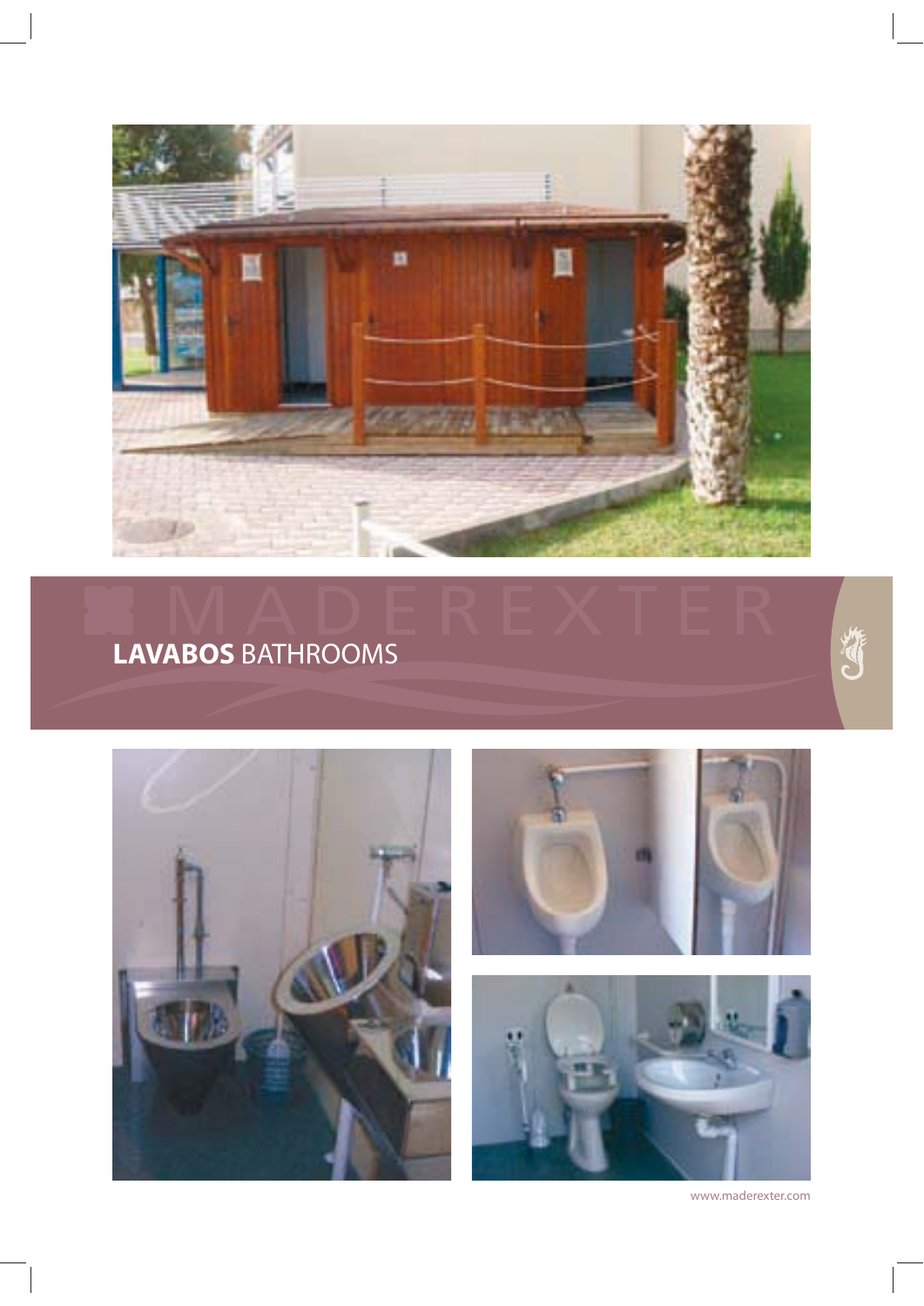MADEREXTER

# **LAVABOS** BATHROOMS

www.maderexter.com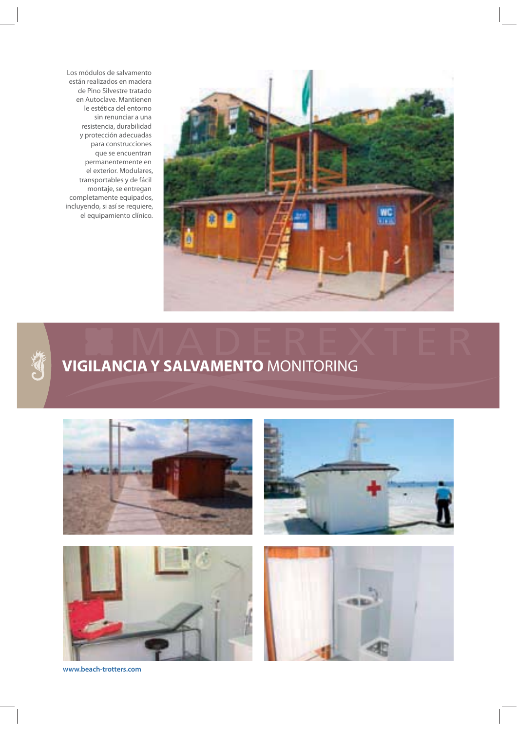Los módulos de salvamento están realizados en madera de Pino Silvestre tratado en Autoclave. Mantienen le estética del entorno sin renunciar a una resistencia, durabilidad y protección adecuadas para construcciones que se encuentran permanentemente en el exterior. Modulares, transportables y de fácil montaje, se entregan completamente equipados, incluyendo, si así se requiere, el equipamiento clínico.

# **VIGILANCIA Y SALVAMENTO** MONITORING

www.beach-trotters.com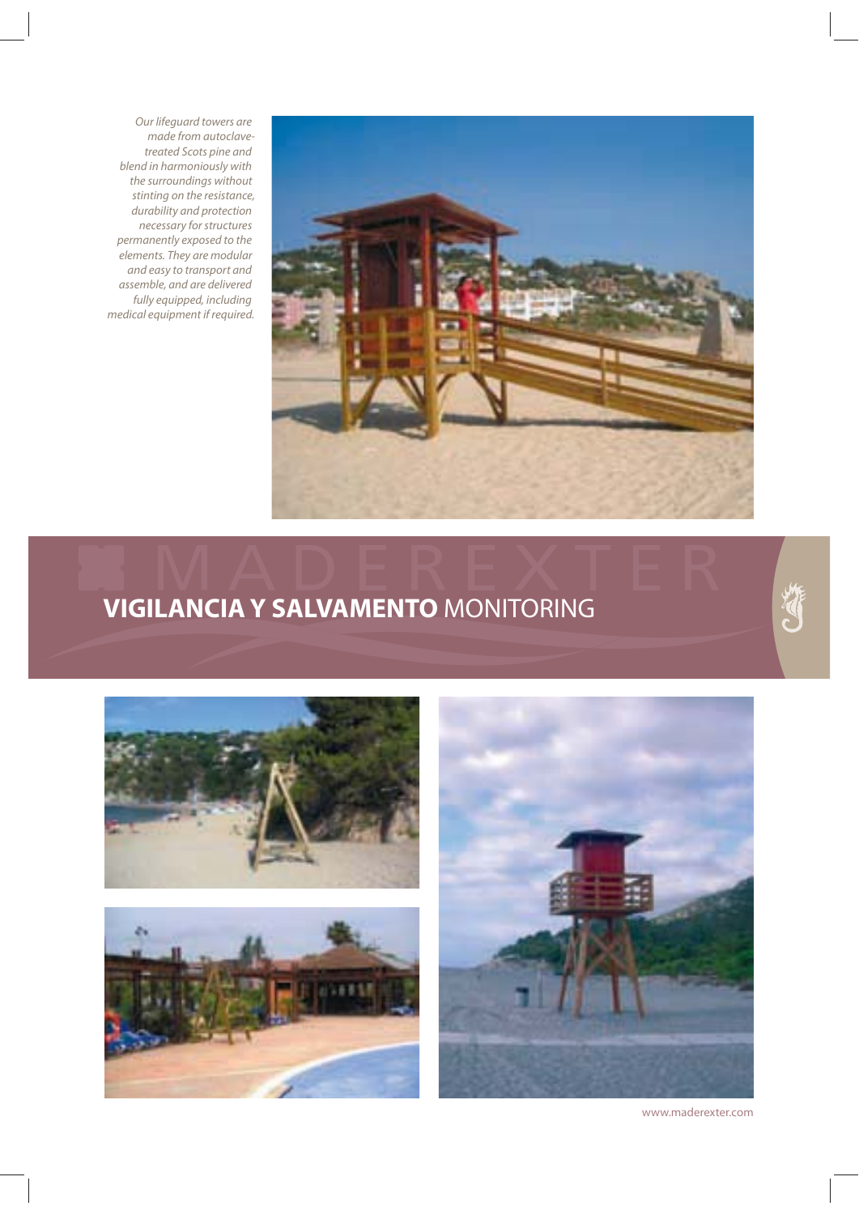*Our lifeguard towers are made from autoclave-treated Scots pine and blend in harmoniously with the surroundings without stinting on the resistance, durability and protection necessary for structures permanently exposed to the elements. They are modular and easy to transport and assemble, and are delivered fully equipped, including medical equipment if required.*

MADEREXTER

## **VIGILANCIA Y SALVAMENTO** MONITORING

www.maderexter.com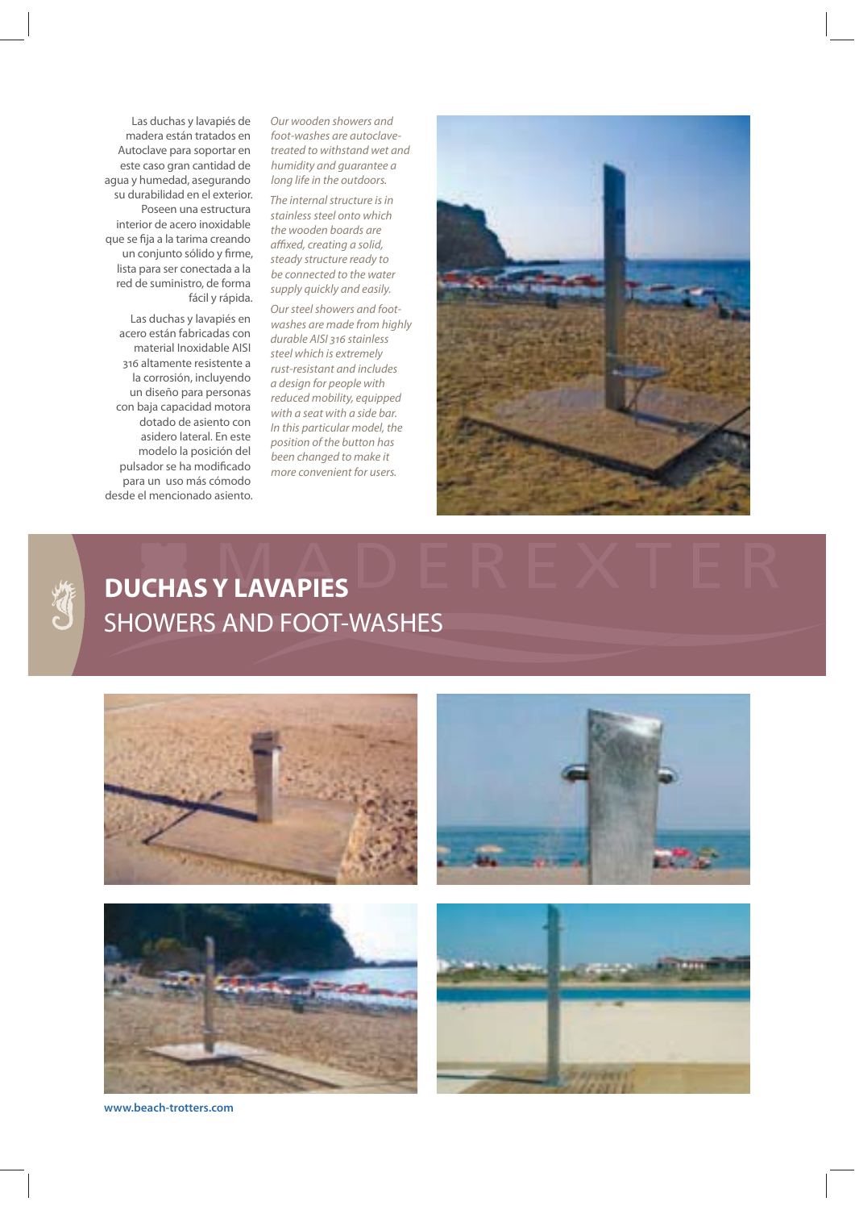Las duchas y lavapiés de madera están tratados en Autoclave para soportar en este caso gran cantidad de agua y humedad, asegurando su durabilidad en el exterior. Poseen una estructura interior de acero inoxidable que se fija a la tarima creando un conjunto sólido y firme, lista para ser conectada a la red de suministro, de forma fácil y rápida.

Las duchas y lavapiés en acero están fabricadas con material Inoxidable AISI 316 altamente resistente a la corrosión, incluyendo un diseño para personas con baja capacidad motora dotado de asiento con asidero lateral. En este modelo la posición del pulsador se ha modificado para un uso más cómodo desde el mencionado asiento.

*Our wooden showers and foot-washes are autoclave-treated to withstand wet and humidity and guarantee a long life in the outdoors.*

*The internal structure is in stainless steel onto which the wooden boards are affixed, creating a solid, steady structure ready to be connected to the water supply quickly and easily.*

*Our steel showers and foot-washes are made from highly durable AISI 316 stainless steel which is extremely rust-resistant and includes a design for people with reduced mobility, equipped with a seat with a side bar. In this particular model, the position of the button has been changed to make it more convenient for users.*

MADEREXTER

# **DUCHAS Y LAVAPIES**
# SHOWERS AND FOOT-WASHES

**www.beach-trotters.com**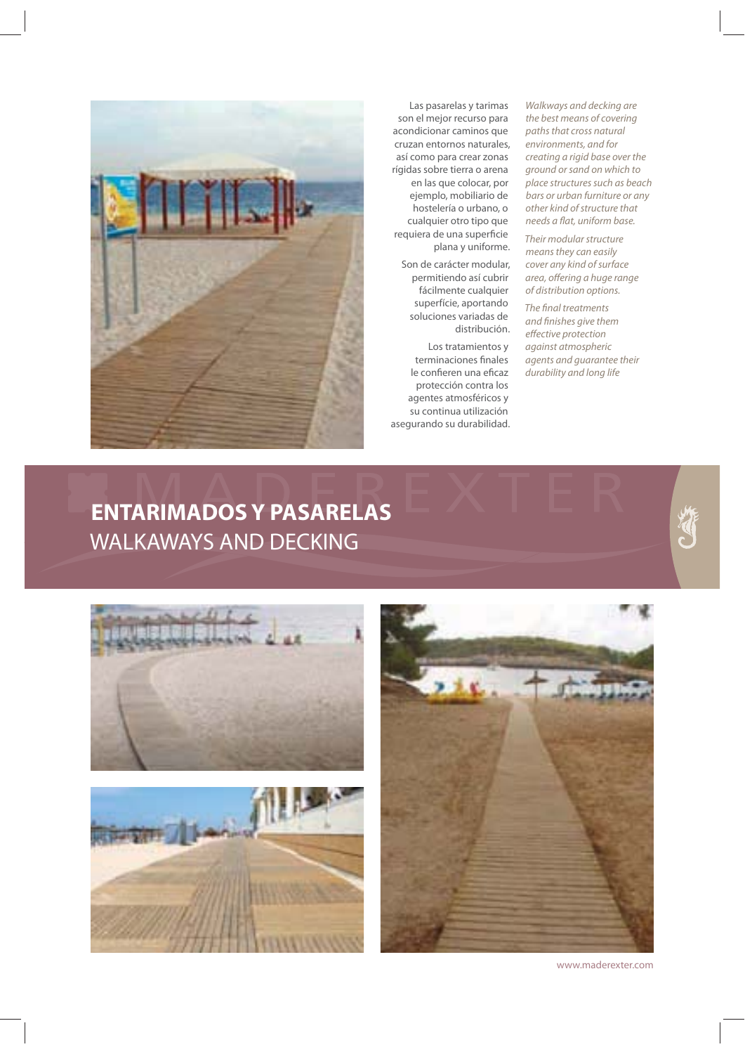Las pasarelas y tarimas son el mejor recurso para acondicionar caminos que cruzan entornos naturales, así como para crear zonas rígidas sobre tierra o arena en las que colocar, por ejemplo, mobiliario de hostelería o urbano, o cualquier otro tipo que requiera de una superficie plana y uniforme.

Son de carácter modular, permitiendo así cubrir fácilmente cualquier superfície, aportando soluciones variadas de distribución.

Los tratamientos y terminaciones finales le confieren una eficaz protección contra los agentes atmosféricos y su continua utilización asegurando su durabilidad.

*Walkways and decking are the best means of covering paths that cross natural environments, and for creating a rigid base over the ground or sand on which to place structures such as beach bars or urban furniture or any other kind of structure that needs a flat, uniform base.*

*Their modular structure means they can easily cover any kind of surface area, offering a huge range of distribution options.*

*The final treatments and finishes give them effective protection against atmospheric agents and guarantee their durability and long life*

# ENTARIMADOS Y PASARELAS
## WALKAWAYS AND DECKING

www.maderexter.com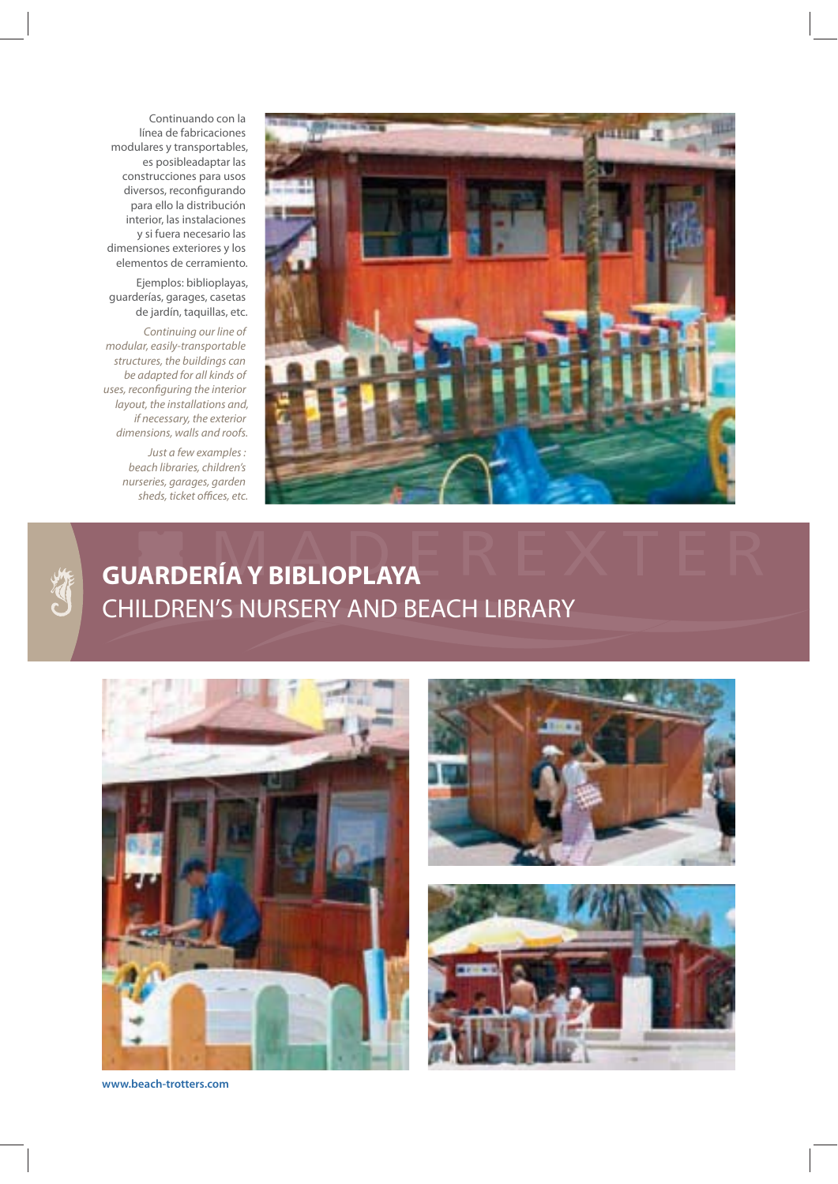Continuando con la línea de fabricaciones modulares y transportables, es posibleadaptar las construcciones para usos diversos, reconfigurando para ello la distribución interior, las instalaciones y si fuera necesario las dimensiones exteriores y los elementos de cerramiento.

Ejemplos: biblioplayas, guarderías, garages, casetas de jardín, taquillas, etc.

*Continuing our line of modular, easily-transportable structures, the buildings can be adapted for all kinds of uses, reconfiguring the interior layout, the installations and, if necessary, the exterior dimensions, walls and roofs.*

*Just a few examples : beach libraries, children's nurseries, garages, garden sheds, ticket offices, etc.*

# GUARDERÍA Y BIBLIOPLAYA

## CHILDREN'S NURSERY AND BEACH LIBRARY

www.beach-trotters.com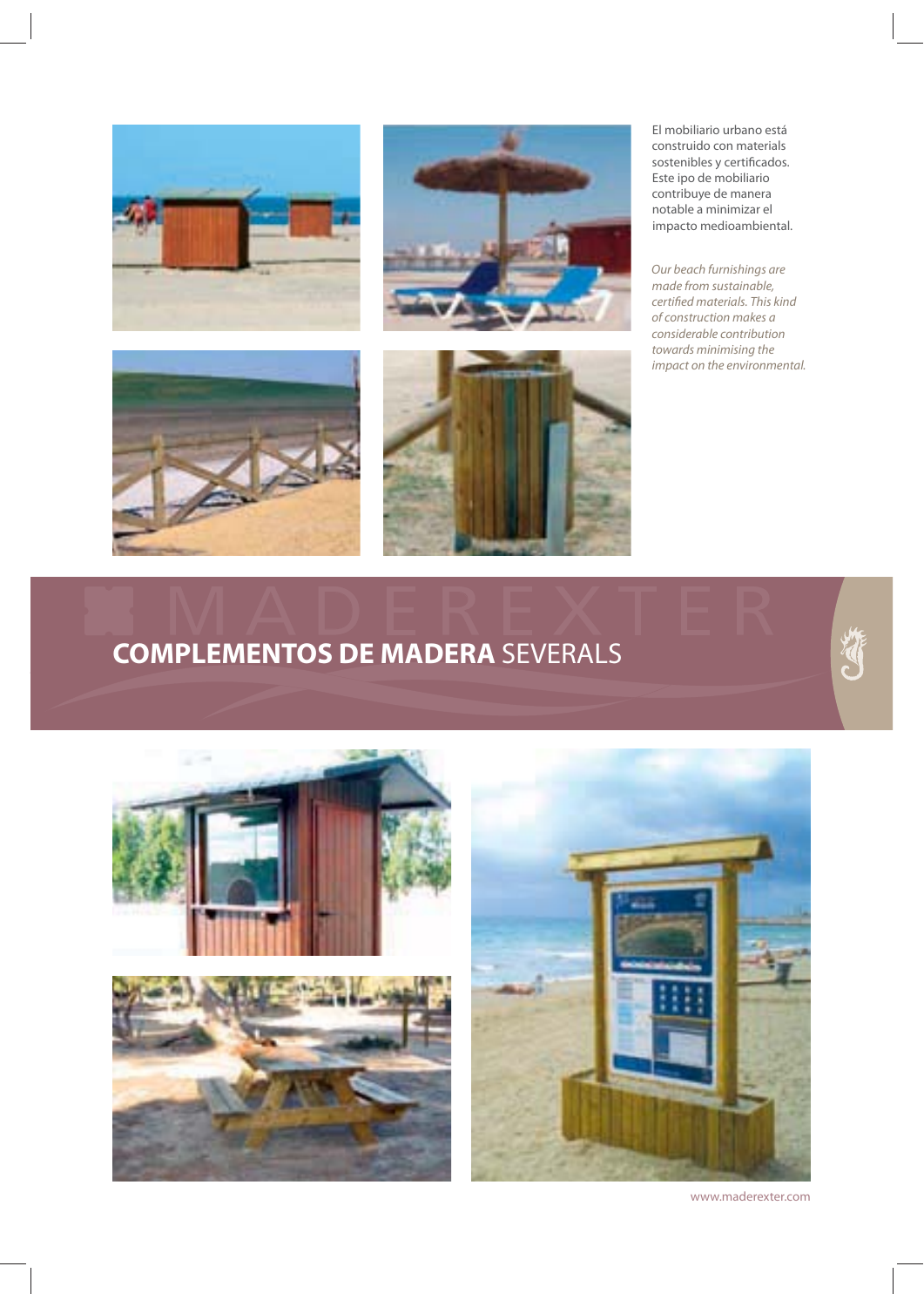El mobiliario urbano está construido con materials sostenibles y certificados. Este ipo de mobiliario contribuye de manera notable a minimizar el impacto medioambiental.

*Our beach furnishings are made from sustainable, certified materials. This kind of construction makes a considerable contribution towards minimising the impact on the environmental.*

MADEREXTER

# **COMPLEMENTOS DE MADERA** SEVERALS

www.maderexter.com